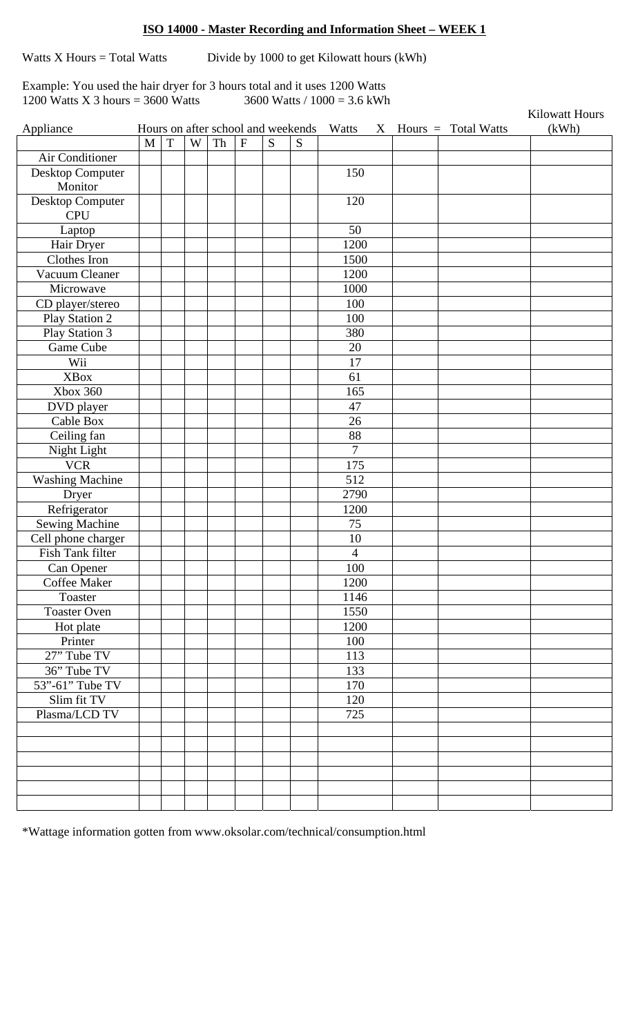## ISO 14000 - Master Recording and Information Sheet – WEEK 1

Watts X Hours = Total Watts          Divide by 1000 to get Kilowatt hours (kWh)

Example: You used the hair dryer for 3 hours total and it uses 1200 Watts
1200 Watts X 3 hours = 3600 Watts          3600 Watts / 1000 = 3.6 kWh

| Appliance | Hours on after school and weekends | | | | | | | Watts X | Hours = | Total Watts | Kilowatt Hours (kWh) |
|---|---|---|---|---|---|---|---|---|---|---|---|
| | M | T | W | Th | F | S | S | | | | |
| Air Conditioner | | | | | | | | | | | |
| Desktop Computer Monitor | | | | | | | | 150 | | | |
| Desktop Computer CPU | | | | | | | | 120 | | | |
| Laptop | | | | | | | | 50 | | | |
| Hair Dryer | | | | | | | | 1200 | | | |
| Clothes Iron | | | | | | | | 1500 | | | |
| Vacuum Cleaner | | | | | | | | 1200 | | | |
| Microwave | | | | | | | | 1000 | | | |
| CD player/stereo | | | | | | | | 100 | | | |
| Play Station 2 | | | | | | | | 100 | | | |
| Play Station 3 | | | | | | | | 380 | | | |
| Game Cube | | | | | | | | 20 | | | |
| Wii | | | | | | | | 17 | | | |
| XBox | | | | | | | | 61 | | | |
| Xbox 360 | | | | | | | | 165 | | | |
| DVD player | | | | | | | | 47 | | | |
| Cable Box | | | | | | | | 26 | | | |
| Ceiling fan | | | | | | | | 88 | | | |
| Night Light | | | | | | | | 7 | | | |
| VCR | | | | | | | | 175 | | | |
| Washing Machine | | | | | | | | 512 | | | |
| Dryer | | | | | | | | 2790 | | | |
| Refrigerator | | | | | | | | 1200 | | | |
| Sewing Machine | | | | | | | | 75 | | | |
| Cell phone charger | | | | | | | | 10 | | | |
| Fish Tank filter | | | | | | | | 4 | | | |
| Can Opener | | | | | | | | 100 | | | |
| Coffee Maker | | | | | | | | 1200 | | | |
| Toaster | | | | | | | | 1146 | | | |
| Toaster Oven | | | | | | | | 1550 | | | |
| Hot plate | | | | | | | | 1200 | | | |
| Printer | | | | | | | | 100 | | | |
| 27" Tube TV | | | | | | | | 113 | | | |
| 36" Tube TV | | | | | | | | 133 | | | |
| 53"-61" Tube TV | | | | | | | | 170 | | | |
| Slim fit TV | | | | | | | | 120 | | | |
| Plasma/LCD TV | | | | | | | | 725 | | | |
| | | | | | | | | | | | |
| | | | | | | | | | | | |
| | | | | | | | | | | | |
| | | | | | | | | | | | |
| | | | | | | | | | | | |
| | | | | | | | | | | | |

*Wattage information gotten from www.oksolar.com/technical/consumption.html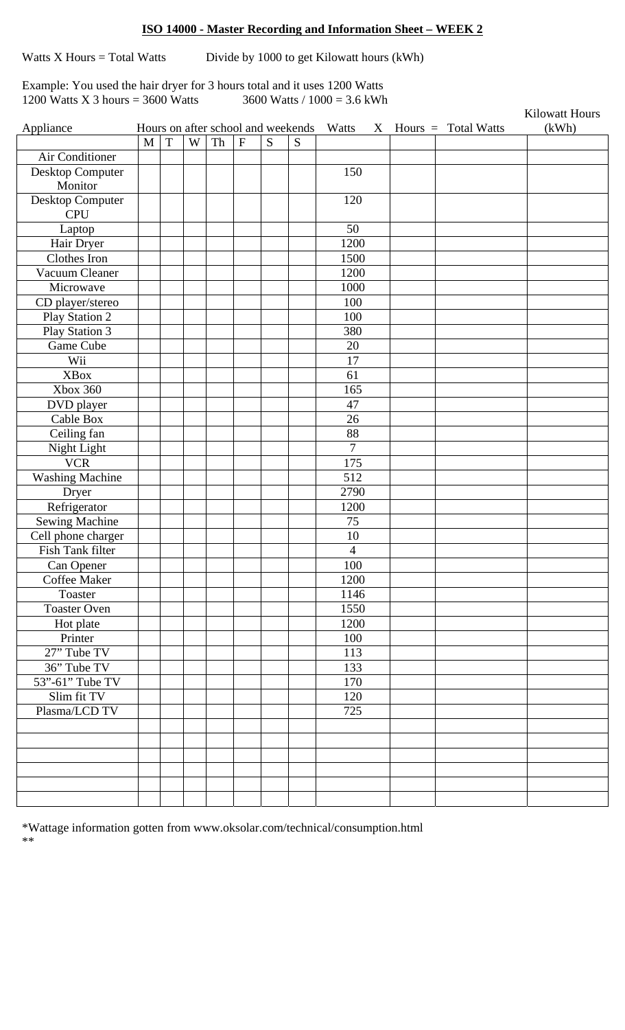**ISO 14000 - Master Recording and Information Sheet – WEEK 2**

Watts X Hours = Total Watts Divide by 1000 to get Kilowatt hours (kWh)

Example: You used the hair dryer for 3 hours total and it uses 1200 Watts
1200 Watts X 3 hours = 3600 Watts 3600 Watts / 1000 = 3.6 kWh

| Appliance | Hours on after school and weekends | | | | | | | Watts X | Hours = | Total Watts | Kilowatt Hours (kWh) |
|---|---|---|---|---|---|---|---|---|---|---|---|
| | M | T | W | Th | F | S | S | | | | |
| Air Conditioner | | | | | | | | | | | |
| Desktop Computer Monitor | | | | | | | | 150 | | | |
| Desktop Computer CPU | | | | | | | | 120 | | | |
| Laptop | | | | | | | | 50 | | | |
| Hair Dryer | | | | | | | | 1200 | | | |
| Clothes Iron | | | | | | | | 1500 | | | |
| Vacuum Cleaner | | | | | | | | 1200 | | | |
| Microwave | | | | | | | | 1000 | | | |
| CD player/stereo | | | | | | | | 100 | | | |
| Play Station 2 | | | | | | | | 100 | | | |
| Play Station 3 | | | | | | | | 380 | | | |
| Game Cube | | | | | | | | 20 | | | |
| Wii | | | | | | | | 17 | | | |
| XBox | | | | | | | | 61 | | | |
| Xbox 360 | | | | | | | | 165 | | | |
| DVD player | | | | | | | | 47 | | | |
| Cable Box | | | | | | | | 26 | | | |
| Ceiling fan | | | | | | | | 88 | | | |
| Night Light | | | | | | | | 7 | | | |
| VCR | | | | | | | | 175 | | | |
| Washing Machine | | | | | | | | 512 | | | |
| Dryer | | | | | | | | 2790 | | | |
| Refrigerator | | | | | | | | 1200 | | | |
| Sewing Machine | | | | | | | | 75 | | | |
| Cell phone charger | | | | | | | | 10 | | | |
| Fish Tank filter | | | | | | | | 4 | | | |
| Can Opener | | | | | | | | 100 | | | |
| Coffee Maker | | | | | | | | 1200 | | | |
| Toaster | | | | | | | | 1146 | | | |
| Toaster Oven | | | | | | | | 1550 | | | |
| Hot plate | | | | | | | | 1200 | | | |
| Printer | | | | | | | | 100 | | | |
| 27" Tube TV | | | | | | | | 113 | | | |
| 36" Tube TV | | | | | | | | 133 | | | |
| 53"-61" Tube TV | | | | | | | | 170 | | | |
| Slim fit TV | | | | | | | | 120 | | | |
| Plasma/LCD TV | | | | | | | | 725 | | | |
| | | | | | | | | | | | |
| | | | | | | | | | | | |
| | | | | | | | | | | | |
| | | | | | | | | | | | |
| | | | | | | | | | | | |
| | | | | | | | | | | | |

*Wattage information gotten from www.oksolar.com/technical/consumption.html
**